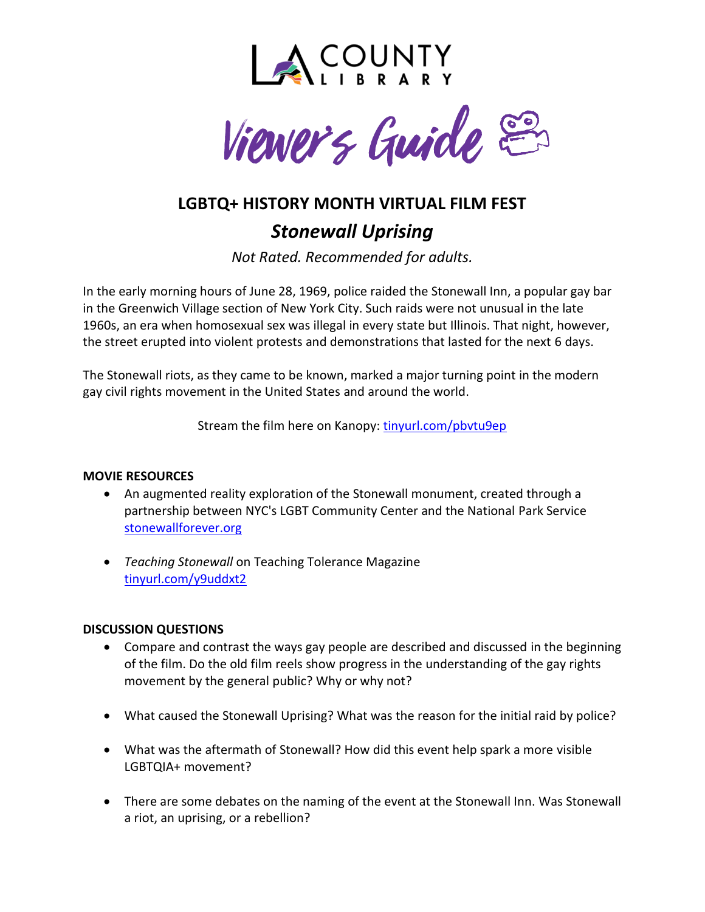LA COUNTY LIBRARY

Viewer's Guide

# LGBTQ+ HISTORY MONTH VIRTUAL FILM FEST

## *Stonewall Uprising*

*Not Rated. Recommended for adults.*

In the early morning hours of June 28, 1969, police raided the Stonewall Inn, a popular gay bar in the Greenwich Village section of New York City. Such raids were not unusual in the late 1960s, an era when homosexual sex was illegal in every state but Illinois. That night, however, the street erupted into violent protests and demonstrations that lasted for the next 6 days.

The Stonewall riots, as they came to be known, marked a major turning point in the modern gay civil rights movement in the United States and around the world.

Stream the film here on Kanopy: tinyurl.com/pbvtu9ep

**MOVIE RESOURCES**

- An augmented reality exploration of the Stonewall monument, created through a partnership between NYC's LGBT Community Center and the National Park Service stonewallforever.org
- *Teaching Stonewall* on Teaching Tolerance Magazine tinyurl.com/y9uddxt2

**DISCUSSION QUESTIONS**

- Compare and contrast the ways gay people are described and discussed in the beginning of the film. Do the old film reels show progress in the understanding of the gay rights movement by the general public? Why or why not?
- What caused the Stonewall Uprising? What was the reason for the initial raid by police?
- What was the aftermath of Stonewall? How did this event help spark a more visible LGBTQIA+ movement?
- There are some debates on the naming of the event at the Stonewall Inn. Was Stonewall a riot, an uprising, or a rebellion?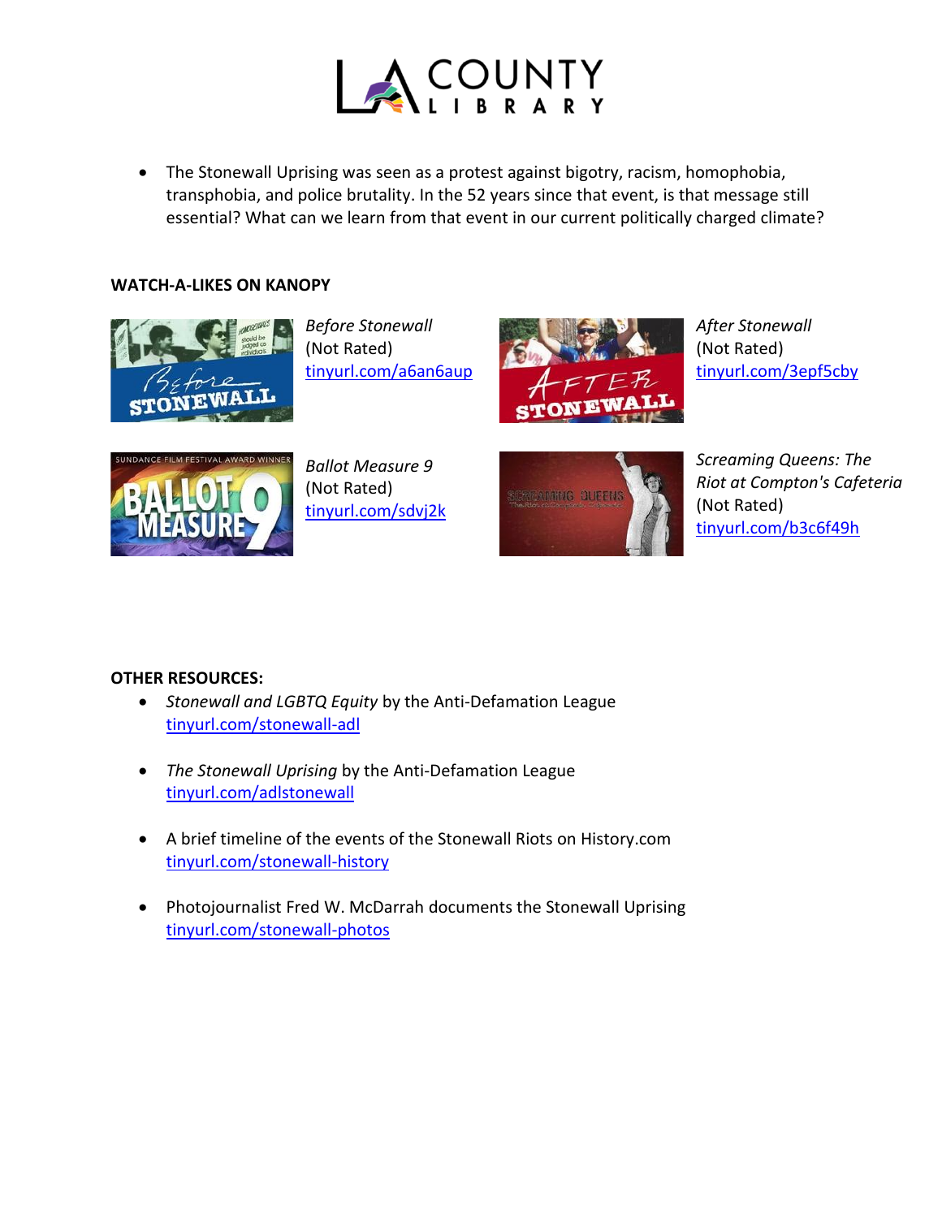- The Stonewall Uprising was seen as a protest against bigotry, racism, homophobia, transphobia, and police brutality. In the 52 years since that event, is that message still essential? What can we learn from that event in our current politically charged climate?

**WATCH-A-LIKES ON KANOPY**

*Before Stonewall*
(Not Rated)
tinyurl.com/a6an6aup

*After Stonewall*
(Not Rated)
tinyurl.com/3epf5cby

*Ballot Measure 9*
(Not Rated)
tinyurl.com/sdvj2k

*Screaming Queens: The Riot at Compton's Cafeteria*
(Not Rated)
tinyurl.com/b3c6f49h

**OTHER RESOURCES:**

- *Stonewall and LGBTQ Equity* by the Anti-Defamation League
  tinyurl.com/stonewall-adl

- *The Stonewall Uprising* by the Anti-Defamation League
  tinyurl.com/adlstonewall

- A brief timeline of the events of the Stonewall Riots on History.com
  tinyurl.com/stonewall-history

- Photojournalist Fred W. McDarrah documents the Stonewall Uprising
  tinyurl.com/stonewall-photos